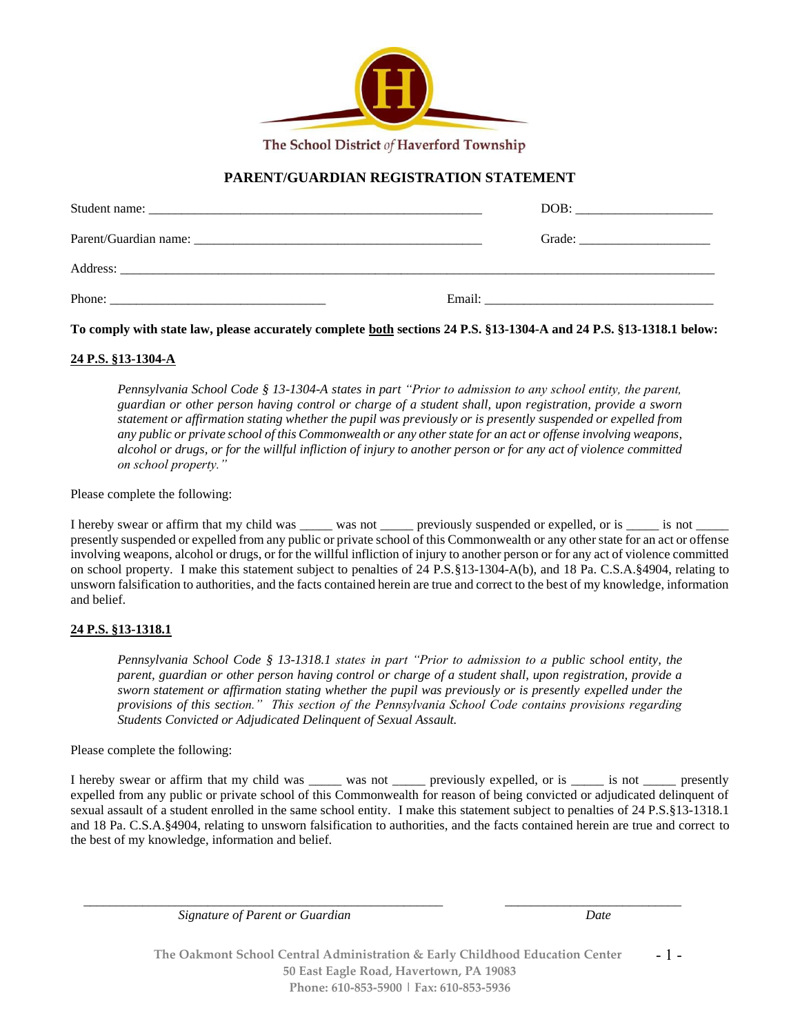The School District of Haverford Township

## PARENT/GUARDIAN REGISTRATION STATEMENT

Student name: ___________________________________________________ DOB: _____________________

Parent/Guardian name: ____________________________________________ Grade: ____________________

Address: ______________________________________________________________________________________

Phone: _________________________________ Email: ___________________________________

**To comply with state law, please accurately complete both sections 24 P.S. §13-1304-A and 24 P.S. §13-1318.1 below:**

### 24 P.S. §13-1304-A

> *Pennsylvania School Code § 13-1304-A states in part "Prior to admission to any school entity, the parent, guardian or other person having control or charge of a student shall, upon registration, provide a sworn statement or affirmation stating whether the pupil was previously or is presently suspended or expelled from any public or private school of this Commonwealth or any other state for an act or offense involving weapons, alcohol or drugs, or for the willful infliction of injury to another person or for any act of violence committed on school property."*

Please complete the following:

I hereby swear or affirm that my child was _____ was not _____ previously suspended or expelled, or is _____ is not _____ presently suspended or expelled from any public or private school of this Commonwealth or any other state for an act or offense involving weapons, alcohol or drugs, or for the willful infliction of injury to another person or for any act of violence committed on school property. I make this statement subject to penalties of 24 P.S.§13-1304-A(b), and 18 Pa. C.S.A.§4904, relating to unsworn falsification to authorities, and the facts contained herein are true and correct to the best of my knowledge, information and belief.

### 24 P.S. §13-1318.1

> *Pennsylvania School Code § 13-1318.1 states in part "Prior to admission to a public school entity, the parent, guardian or other person having control or charge of a student shall, upon registration, provide a sworn statement or affirmation stating whether the pupil was previously or is presently expelled under the provisions of this section." This section of the Pennsylvania School Code contains provisions regarding Students Convicted or Adjudicated Delinquent of Sexual Assault.*

Please complete the following:

I hereby swear or affirm that my child was _____ was not _____ previously expelled, or is _____ is not _____ presently expelled from any public or private school of this Commonwealth for reason of being convicted or adjudicated delinquent of sexual assault of a student enrolled in the same school entity. I make this statement subject to penalties of 24 P.S.§13-1318.1 and 18 Pa. C.S.A.§4904, relating to unsworn falsification to authorities, and the facts contained herein are true and correct to the best of my knowledge, information and belief.

_______________________________________________________ __________________________

*Signature of Parent or Guardian* *Date*

**The Oakmont School Central Administration & Early Childhood Education Center**
**50 East Eagle Road, Havertown, PA 19083**
**Phone: 610-853-5900 | Fax: 610-853-5936**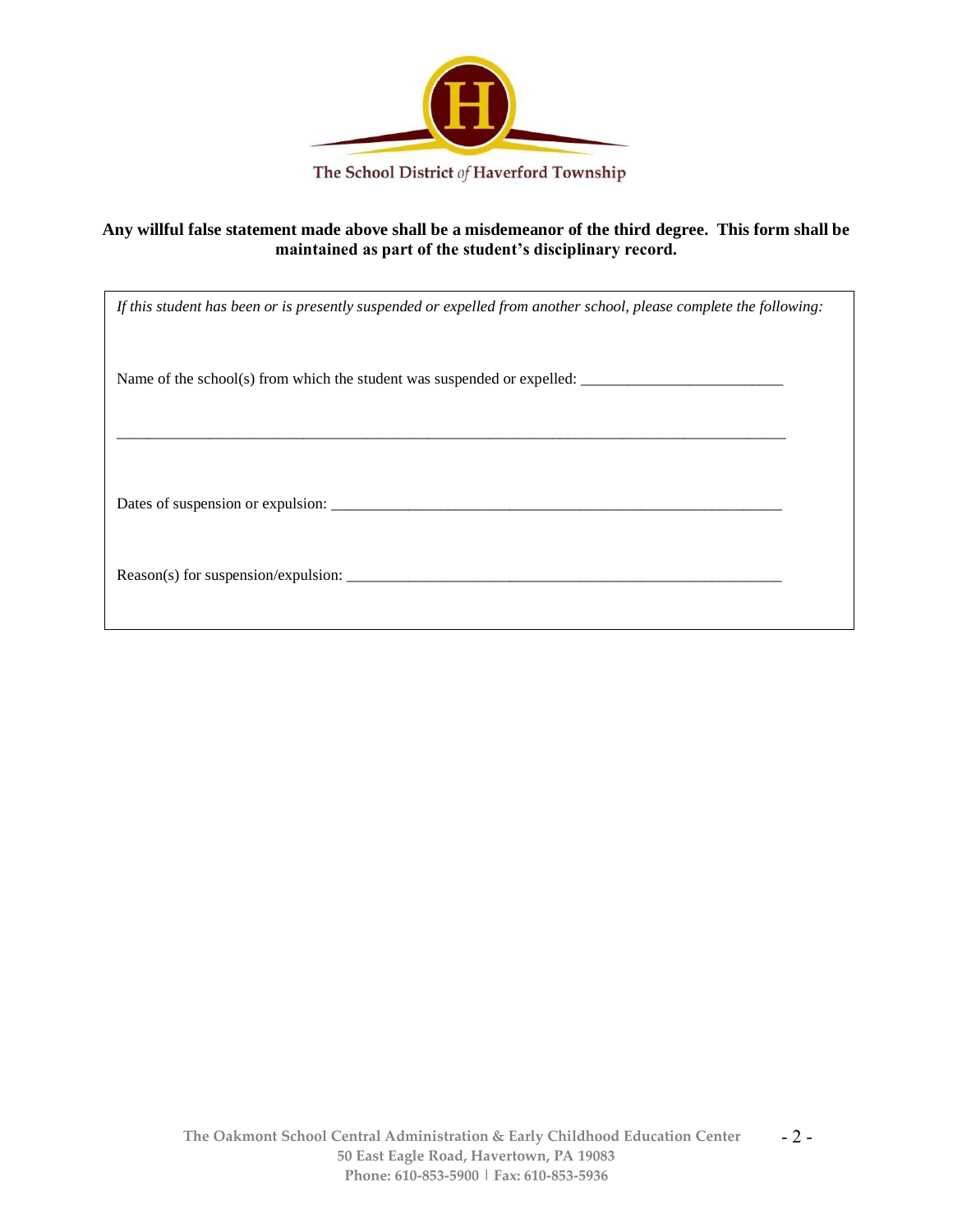The School District *of* Haverford Township

**Any willful false statement made above shall be a misdemeanor of the third degree. This form shall be maintained as part of the student's disciplinary record.**

*If this student has been or is presently suspended or expelled from another school, please complete the following:*

Name of the school(s) from which the student was suspended or expelled: __________________________

_____________________________________________________________________________________

Dates of suspension or expulsion: ____________________________________________________________

Reason(s) for suspension/expulsion: __________________________________________________________

**The Oakmont School Central Administration & Early Childhood Education Center**
**50 East Eagle Road, Havertown, PA 19083**
**Phone: 610-853-5900 | Fax: 610-853-5936**